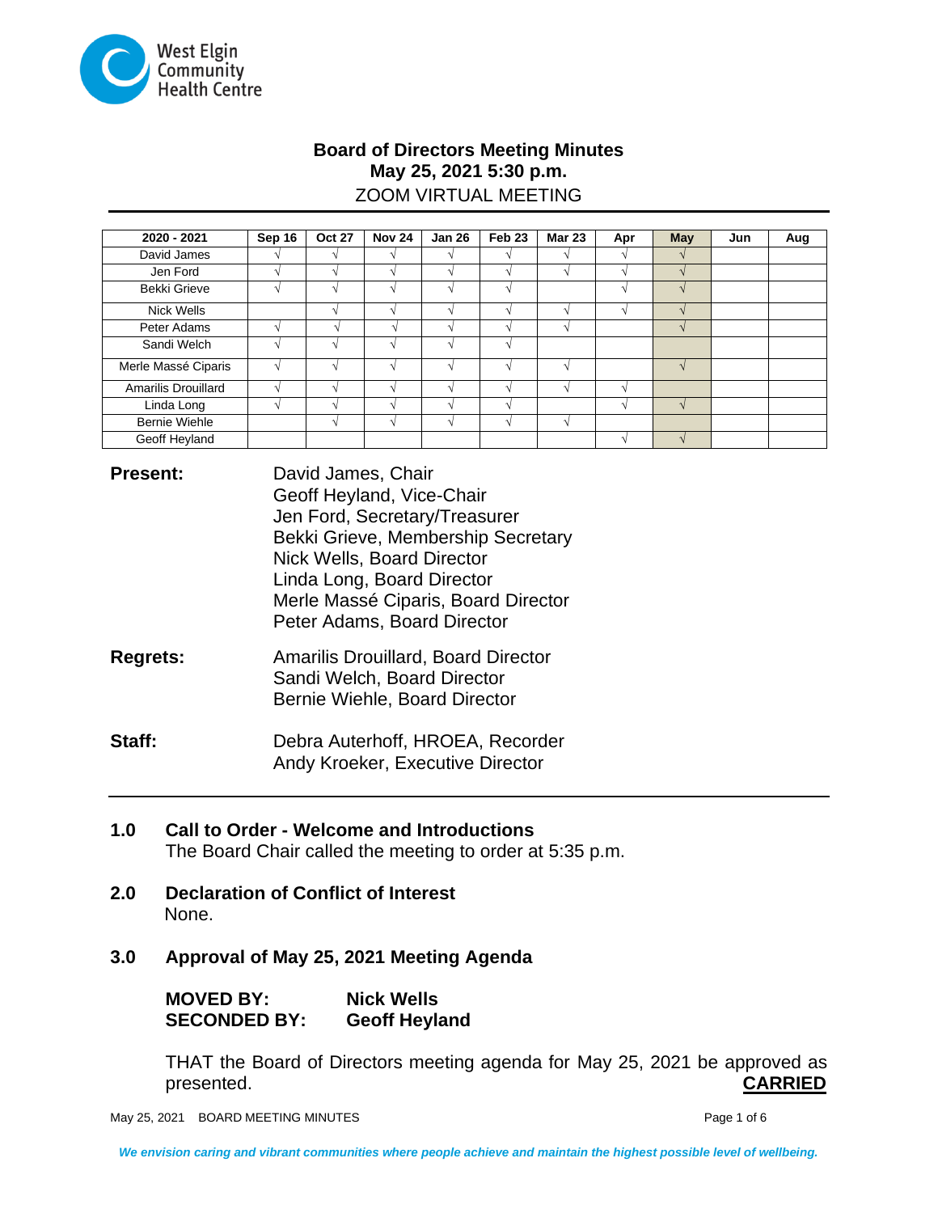West Elgin Community Health Centre

# Board of Directors Meeting Minutes
## May 25, 2021 5:30 p.m.
ZOOM VIRTUAL MEETING

| 2020 - 2021 | Sep 16 | Oct 27 | Nov 24 | Jan 26 | Feb 23 | Mar 23 | Apr | May | Jun | Aug |
|---|---|---|---|---|---|---|---|---|---|---|
| David James | √ | √ | √ | √ | √ | √ | √ | √ | | |
| Jen Ford | √ | √ | √ | √ | √ | √ | √ | √ | | |
| Bekki Grieve | √ | √ | √ | √ | √ | | √ | √ | | |
| Nick Wells | | √ | √ | √ | √ | √ | √ | √ | | |
| Peter Adams | √ | √ | √ | √ | √ | √ | | √ | | |
| Sandi Welch | √ | √ | √ | √ | √ | | | | | |
| Merle Massé Ciparis | √ | √ | √ | √ | √ | √ | | √ | | |
| Amarilis Drouillard | √ | √ | √ | √ | √ | √ | √ | | | |
| Linda Long | √ | √ | √ | √ | √ | | √ | √ | | |
| Bernie Wiehle | | √ | √ | √ | √ | √ | | | | |
| Geoff Heyland | | | | | | | √ | √ | | |

**Present:**
David James, Chair
Geoff Heyland, Vice-Chair
Jen Ford, Secretary/Treasurer
Bekki Grieve, Membership Secretary
Nick Wells, Board Director
Linda Long, Board Director
Merle Massé Ciparis, Board Director
Peter Adams, Board Director

**Regrets:**
Amarilis Drouillard, Board Director
Sandi Welch, Board Director
Bernie Wiehle, Board Director

**Staff:**
Debra Auterhoff, HROEA, Recorder
Andy Kroeker, Executive Director

## 1.0 Call to Order - Welcome and Introductions

The Board Chair called the meeting to order at 5:35 p.m.

## 2.0 Declaration of Conflict of Interest

None.

## 3.0 Approval of May 25, 2021 Meeting Agenda

**MOVED BY:** **Nick Wells**
**SECONDED BY:** **Geoff Heyland**

THAT the Board of Directors meeting agenda for May 25, 2021 be approved as presented. **CARRIED**

*We envision caring and vibrant communities where people achieve and maintain the highest possible level of wellbeing.*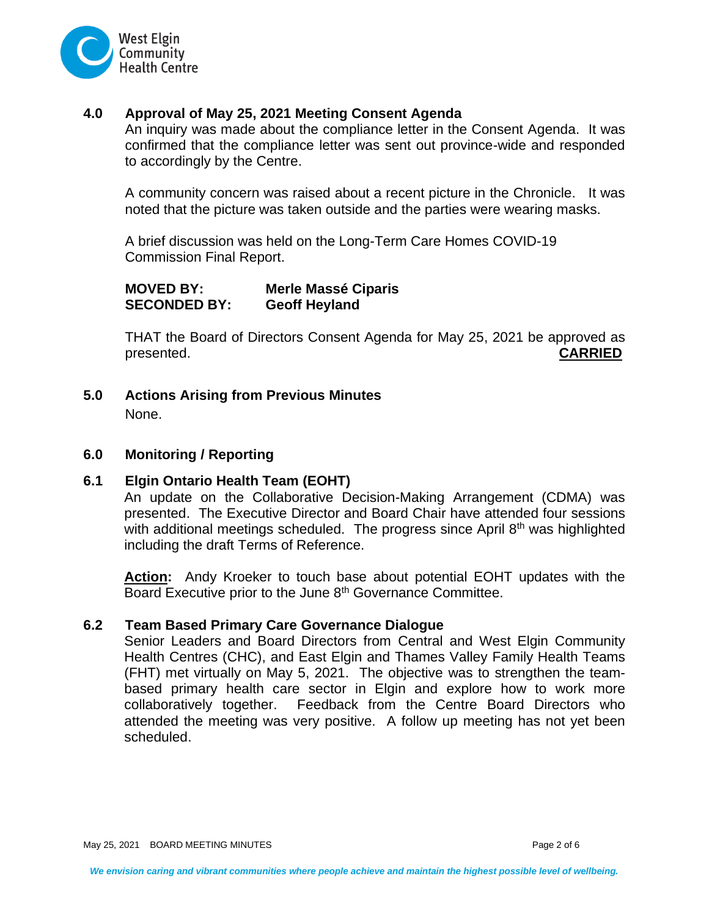## 4.0 Approval of May 25, 2021 Meeting Consent Agenda

An inquiry was made about the compliance letter in the Consent Agenda. It was confirmed that the compliance letter was sent out province-wide and responded to accordingly by the Centre.

A community concern was raised about a recent picture in the Chronicle. It was noted that the picture was taken outside and the parties were wearing masks.

A brief discussion was held on the Long-Term Care Homes COVID-19 Commission Final Report.

**MOVED BY:** **Merle Massé Ciparis**
**SECONDED BY:** **Geoff Heyland**

THAT the Board of Directors Consent Agenda for May 25, 2021 be approved as presented. **CARRIED**

## 5.0 Actions Arising from Previous Minutes

None.

## 6.0 Monitoring / Reporting

### 6.1 Elgin Ontario Health Team (EOHT)

An update on the Collaborative Decision-Making Arrangement (CDMA) was presented. The Executive Director and Board Chair have attended four sessions with additional meetings scheduled. The progress since April 8th was highlighted including the draft Terms of Reference.

**Action:** Andy Kroeker to touch base about potential EOHT updates with the Board Executive prior to the June 8th Governance Committee.

### 6.2 Team Based Primary Care Governance Dialogue

Senior Leaders and Board Directors from Central and West Elgin Community Health Centres (CHC), and East Elgin and Thames Valley Family Health Teams (FHT) met virtually on May 5, 2021. The objective was to strengthen the team-based primary health care sector in Elgin and explore how to work more collaboratively together. Feedback from the Centre Board Directors who attended the meeting was very positive. A follow up meeting has not yet been scheduled.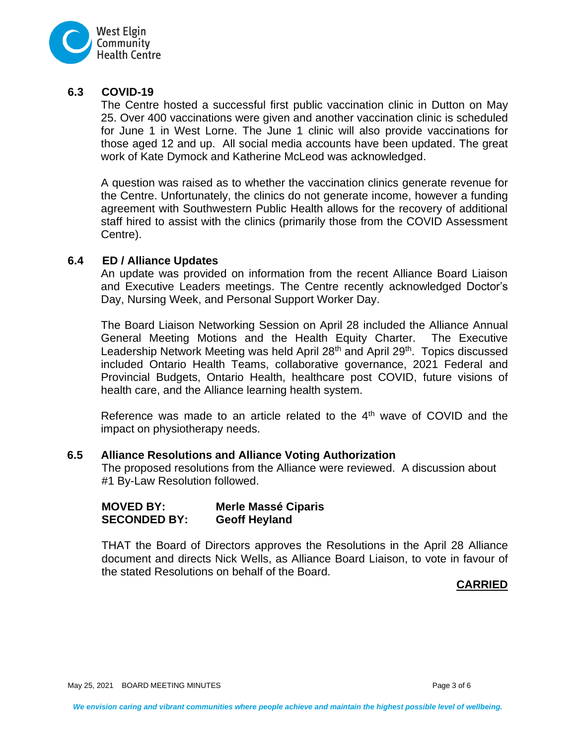## 6.3 COVID-19

The Centre hosted a successful first public vaccination clinic in Dutton on May 25. Over 400 vaccinations were given and another vaccination clinic is scheduled for June 1 in West Lorne. The June 1 clinic will also provide vaccinations for those aged 12 and up. All social media accounts have been updated. The great work of Kate Dymock and Katherine McLeod was acknowledged.

A question was raised as to whether the vaccination clinics generate revenue for the Centre. Unfortunately, the clinics do not generate income, however a funding agreement with Southwestern Public Health allows for the recovery of additional staff hired to assist with the clinics (primarily those from the COVID Assessment Centre).

## 6.4 ED / Alliance Updates

An update was provided on information from the recent Alliance Board Liaison and Executive Leaders meetings. The Centre recently acknowledged Doctor's Day, Nursing Week, and Personal Support Worker Day.

The Board Liaison Networking Session on April 28 included the Alliance Annual General Meeting Motions and the Health Equity Charter. The Executive Leadership Network Meeting was held April 28th and April 29th. Topics discussed included Ontario Health Teams, collaborative governance, 2021 Federal and Provincial Budgets, Ontario Health, healthcare post COVID, future visions of health care, and the Alliance learning health system.

Reference was made to an article related to the 4th wave of COVID and the impact on physiotherapy needs.

## 6.5 Alliance Resolutions and Alliance Voting Authorization

The proposed resolutions from the Alliance were reviewed. A discussion about #1 By-Law Resolution followed.

**MOVED BY:** **Merle Massé Ciparis**
**SECONDED BY:** **Geoff Heyland**

THAT the Board of Directors approves the Resolutions in the April 28 Alliance document and directs Nick Wells, as Alliance Board Liaison, to vote in favour of the stated Resolutions on behalf of the Board.

**CARRIED**

*We envision caring and vibrant communities where people achieve and maintain the highest possible level of wellbeing.*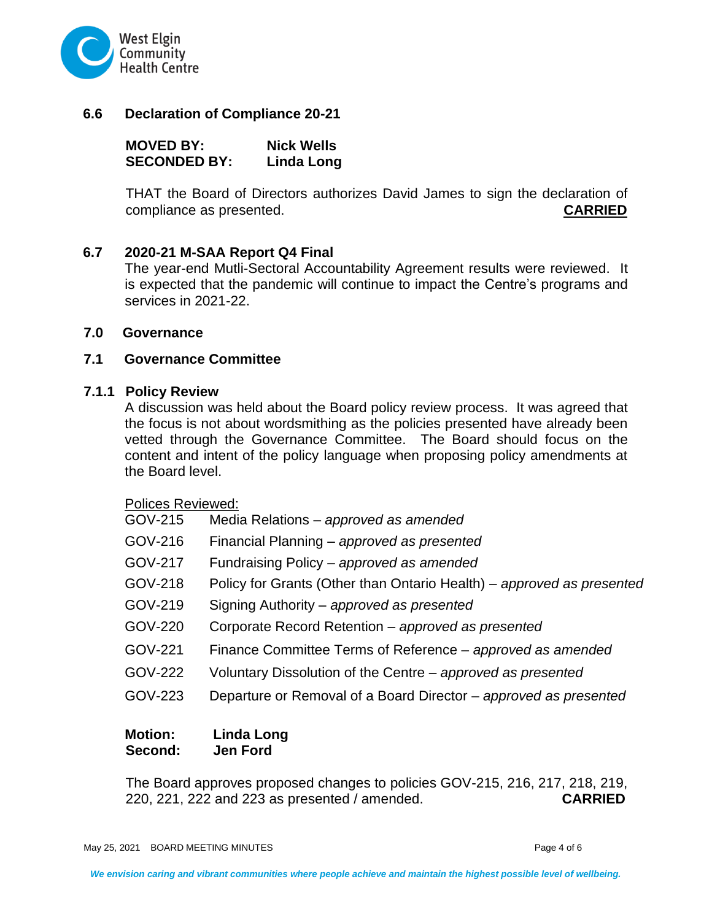### 6.6 Declaration of Compliance 20-21

**MOVED BY:** **Nick Wells**
**SECONDED BY:** **Linda Long**

THAT the Board of Directors authorizes David James to sign the declaration of compliance as presented. **CARRIED**

### 6.7 2020-21 M-SAA Report Q4 Final

The year-end Mutli-Sectoral Accountability Agreement results were reviewed. It is expected that the pandemic will continue to impact the Centre's programs and services in 2021-22.

## 7.0 Governance

### 7.1 Governance Committee

#### 7.1.1 Policy Review

A discussion was held about the Board policy review process. It was agreed that the focus is not about wordsmithing as the policies presented have already been vetted through the Governance Committee. The Board should focus on the content and intent of the policy language when proposing policy amendments at the Board level.

Polices Reviewed:

| | |
|---|---|
| GOV-215 | Media Relations – *approved as amended* |
| GOV-216 | Financial Planning – *approved as presented* |
| GOV-217 | Fundraising Policy – *approved as amended* |
| GOV-218 | Policy for Grants (Other than Ontario Health) – *approved as presented* |
| GOV-219 | Signing Authority – *approved as presented* |
| GOV-220 | Corporate Record Retention – *approved as presented* |
| GOV-221 | Finance Committee Terms of Reference – *approved as amended* |
| GOV-222 | Voluntary Dissolution of the Centre – *approved as presented* |
| GOV-223 | Departure or Removal of a Board Director – *approved as presented* |

**Motion:** **Linda Long**
**Second:** **Jen Ford**

The Board approves proposed changes to policies GOV-215, 216, 217, 218, 219, 220, 221, 222 and 223 as presented / amended. **CARRIED**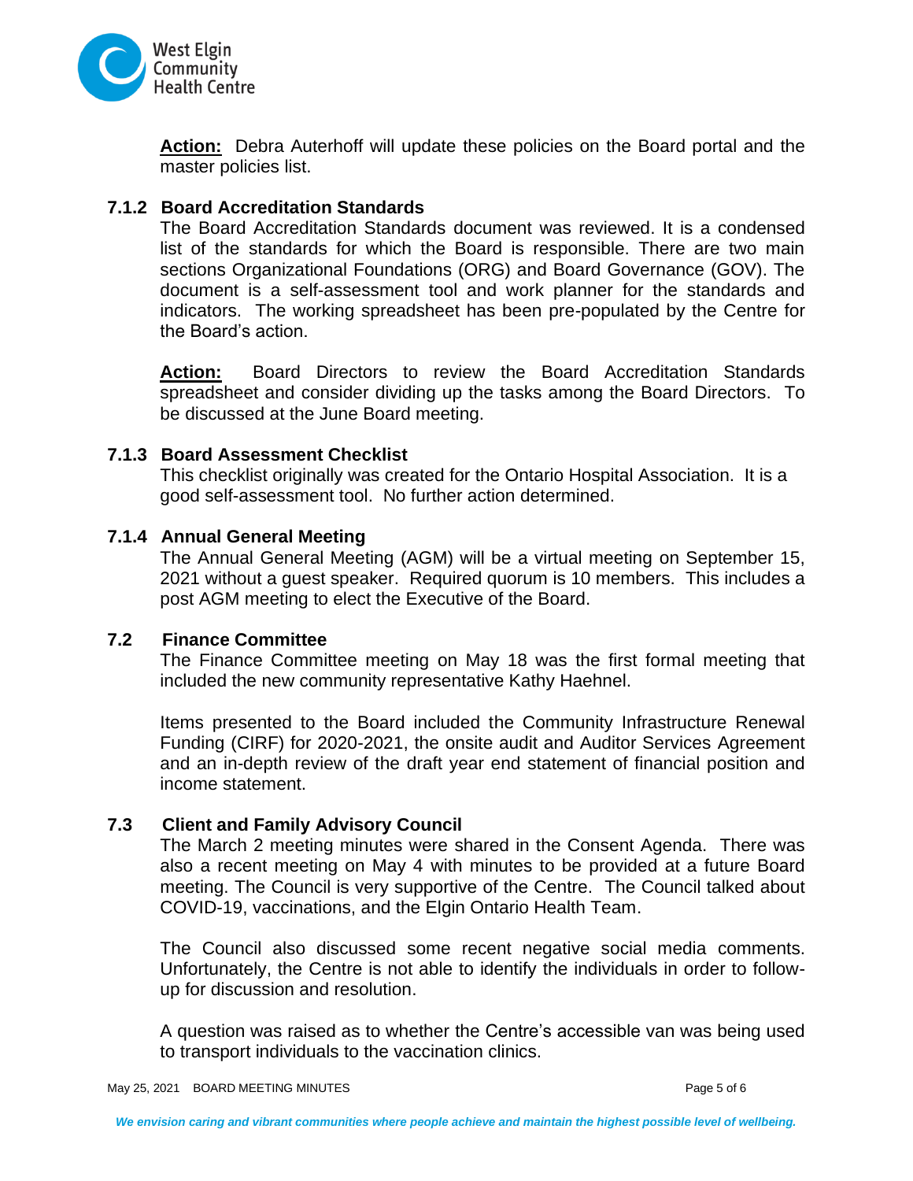**Action:** Debra Auterhoff will update these policies on the Board portal and the master policies list.

### 7.1.2 Board Accreditation Standards

The Board Accreditation Standards document was reviewed. It is a condensed list of the standards for which the Board is responsible. There are two main sections Organizational Foundations (ORG) and Board Governance (GOV). The document is a self-assessment tool and work planner for the standards and indicators. The working spreadsheet has been pre-populated by the Centre for the Board's action.

**Action:** Board Directors to review the Board Accreditation Standards spreadsheet and consider dividing up the tasks among the Board Directors. To be discussed at the June Board meeting.

### 7.1.3 Board Assessment Checklist

This checklist originally was created for the Ontario Hospital Association. It is a good self-assessment tool. No further action determined.

### 7.1.4 Annual General Meeting

The Annual General Meeting (AGM) will be a virtual meeting on September 15, 2021 without a guest speaker. Required quorum is 10 members. This includes a post AGM meeting to elect the Executive of the Board.

### 7.2 Finance Committee

The Finance Committee meeting on May 18 was the first formal meeting that included the new community representative Kathy Haehnel.

Items presented to the Board included the Community Infrastructure Renewal Funding (CIRF) for 2020-2021, the onsite audit and Auditor Services Agreement and an in-depth review of the draft year end statement of financial position and income statement.

### 7.3 Client and Family Advisory Council

The March 2 meeting minutes were shared in the Consent Agenda. There was also a recent meeting on May 4 with minutes to be provided at a future Board meeting. The Council is very supportive of the Centre. The Council talked about COVID-19, vaccinations, and the Elgin Ontario Health Team.

The Council also discussed some recent negative social media comments. Unfortunately, the Centre is not able to identify the individuals in order to follow-up for discussion and resolution.

A question was raised as to whether the Centre's accessible van was being used to transport individuals to the vaccination clinics.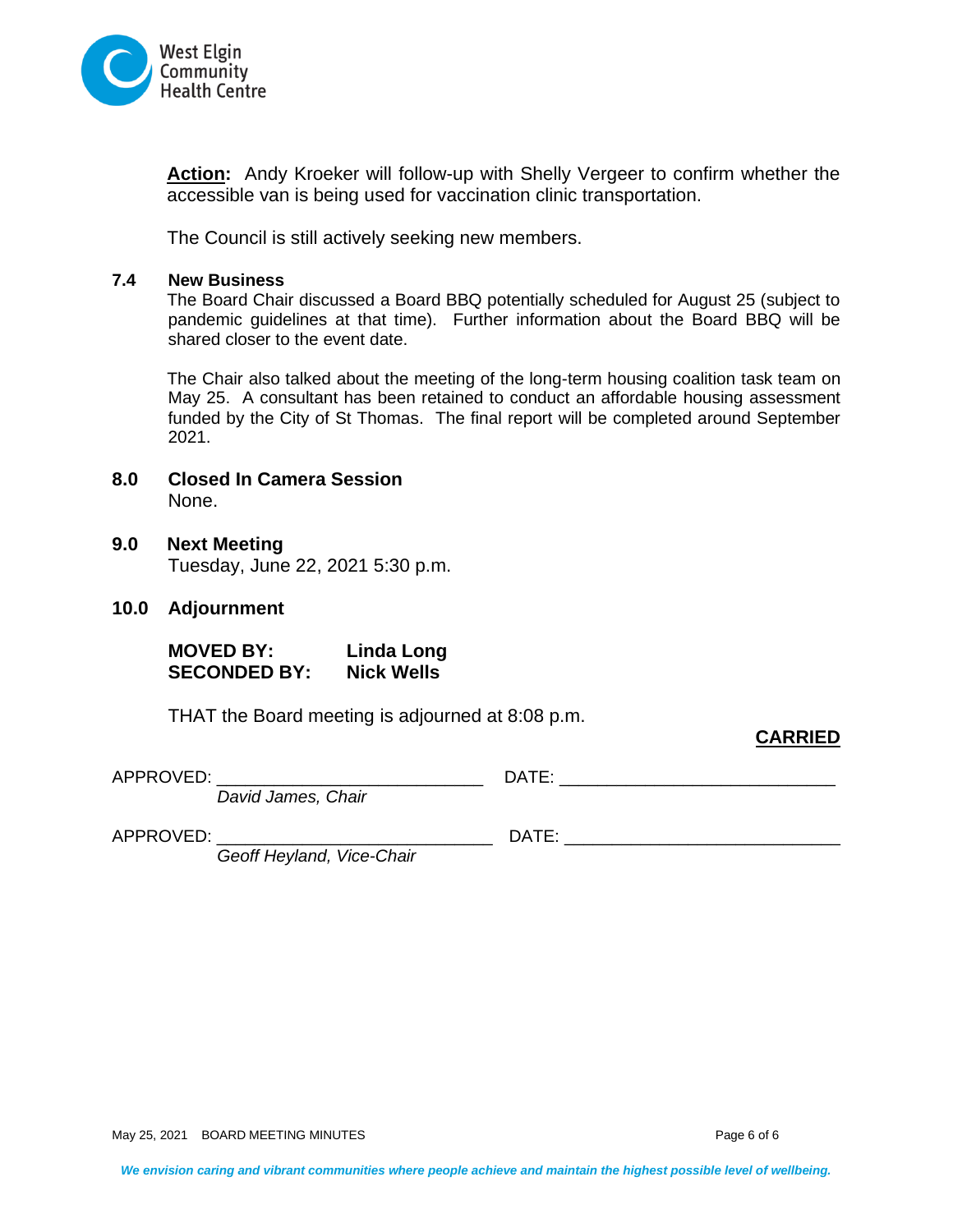**Action:** Andy Kroeker will follow-up with Shelly Vergeer to confirm whether the accessible van is being used for vaccination clinic transportation.

The Council is still actively seeking new members.

### 7.4 New Business

The Board Chair discussed a Board BBQ potentially scheduled for August 25 (subject to pandemic guidelines at that time). Further information about the Board BBQ will be shared closer to the event date.

The Chair also talked about the meeting of the long-term housing coalition task team on May 25. A consultant has been retained to conduct an affordable housing assessment funded by the City of St Thomas. The final report will be completed around September 2021.

## 8.0 Closed In Camera Session

None.

## 9.0 Next Meeting

Tuesday, June 22, 2021 5:30 p.m.

## 10.0 Adjournment

**MOVED BY:** **Linda Long**
**SECONDED BY:** **Nick Wells**

THAT the Board meeting is adjourned at 8:08 p.m.

**CARRIED**

APPROVED: ___________________________ DATE: ___________________________
*David James, Chair*

APPROVED: ___________________________ DATE: ___________________________
*Geoff Heyland, Vice-Chair*

*We envision caring and vibrant communities where people achieve and maintain the highest possible level of wellbeing.*